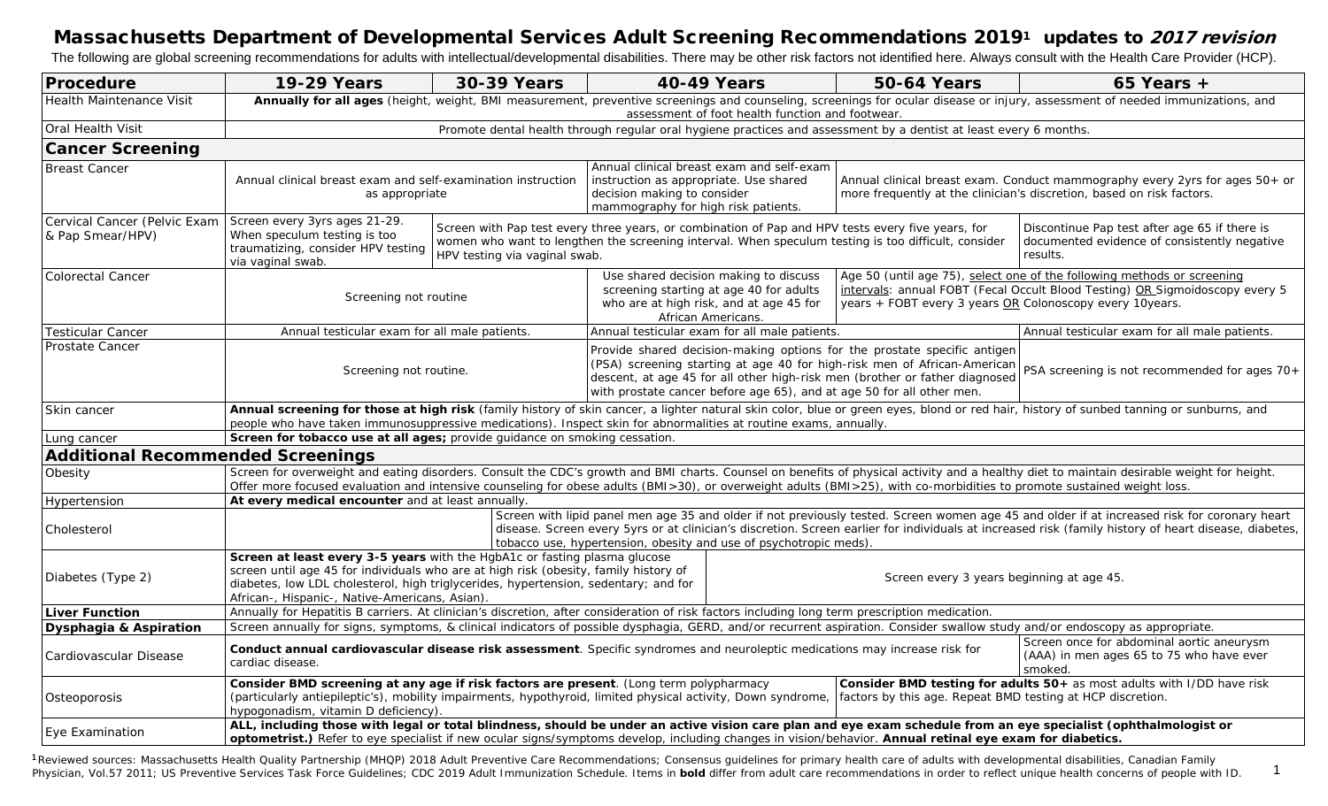# Massachusetts Department of Developmental Services Adult Screening Recommendations 2019[1] updates to *2017 revision*

The following are global screening recommendations for adults with intellectual/developmental disabilities. There may be other risk factors not identified here. Always consult with the Health Care Provider (HCP).

| Procedure | 19-29 Years | 30-39 Years | 40-49 Years | 50-64 Years | 65 Years + |
|---|---|---|---|---|---|
| Health Maintenance Visit | **Annually for all ages** (height, weight, BMI measurement, preventive screenings and counseling, screenings for ocular disease or injury, assessment of needed immunizations, and assessment of foot health function and footwear. | | | | |
| Oral Health Visit | Promote dental health through regular oral hygiene practices and assessment by a dentist at least every 6 months. | | | | |
| **Cancer Screening** | | | | | |
| Breast Cancer | Annual clinical breast exam and self-examination instruction as appropriate | | Annual clinical breast exam and self-exam instruction as appropriate. Use shared decision making to consider mammography for high risk patients. | Annual clinical breast exam. Conduct mammography every 2yrs for ages 50+ or more frequently at the clinician's discretion, based on risk factors. | |
| Cervical Cancer (Pelvic Exam & Pap Smear/HPV) | Screen every 3yrs ages 21-29. When speculum testing is too traumatizing, consider HPV testing via vaginal swab. | Screen with Pap test every three years, or combination of Pap and HPV tests every five years, for women who want to lengthen the screening interval. When speculum testing is too difficult, consider HPV testing via vaginal swab. | | | Discontinue Pap test after age 65 if there is documented evidence of consistently negative results. |
| Colorectal Cancer | Screening not routine | | Use shared decision making to discuss screening starting at age 40 for adults who are at high risk, and at age 45 for African Americans. | Age 50 (until age 75), <u>select one of the following methods or screening intervals</u>: annual FOBT (Fecal Occult Blood Testing) <u>OR</u> Sigmoidoscopy every 5 years + FOBT every 3 years <u>OR</u> Colonoscopy every 10years. | |
| Testicular Cancer | Annual testicular exam for all male patients. | | Annual testicular exam for all male patients. | | Annual testicular exam for all male patients. |
| Prostate Cancer | Screening not routine. | | Provide shared decision-making options for the prostate specific antigen (PSA) screening starting at age 40 for high-risk men of African-American descent, at age 45 for all other high-risk men (brother or father diagnosed with prostate cancer before age 65), and at age 50 for all other men. | | PSA screening is not recommended for ages 70+ |
| Skin cancer | **Annual screening for those at high risk** (family history of skin cancer, a lighter natural skin color, blue or green eyes, blond or red hair, history of sunbed tanning or sunburns, and people who have taken immunosuppressive medications). Inspect skin for abnormalities at routine exams, annually. | | | | |
| Lung cancer | **Screen for tobacco use at all ages;** provide guidance on smoking cessation. | | | | |
| **Additional Recommended Screenings** | | | | | |
| Obesity | Screen for overweight and eating disorders. Consult the CDC's growth and BMI charts. Counsel on benefits of physical activity and a healthy diet to maintain desirable weight for height. Offer more focused evaluation and intensive counseling for obese adults (BMI>30), or overweight adults (BMI>25), with co-morbidities to promote sustained weight loss. | | | | |
| Hypertension | **At every medical encounter** and at least annually. | | | | |
| Cholesterol | | Screen with lipid panel men age 35 and older if not previously tested. Screen women age 45 and older if at increased risk for coronary heart disease. Screen every 5yrs or at clinician's discretion. Screen earlier for individuals at increased risk (family history of heart disease, diabetes, tobacco use, hypertension, obesity and use of psychotropic meds). | | | |
| Diabetes (Type 2) | **Screen at least every 3-5 years** with the HgbA1c or fasting plasma glucose screen until age 45 for individuals who are at high risk (obesity, family history of diabetes, low LDL cholesterol, high triglycerides, hypertension, sedentary; and for African-, Hispanic-, Native-Americans, Asian). | | | Screen every 3 years beginning at age 45. | |
| **Liver Function** | Annually for Hepatitis B carriers. At clinician's discretion, after consideration of risk factors including long term prescription medication. | | | | |
| **Dysphagia & Aspiration** | Screen annually for signs, symptoms, & clinical indicators of possible dysphagia, GERD, and/or recurrent aspiration. Consider swallow study and/or endoscopy as appropriate. | | | | |
| Cardiovascular Disease | **Conduct annual cardiovascular disease risk assessment**. Specific syndromes and neuroleptic medications may increase risk for cardiac disease. | | | | Screen once for abdominal aortic aneurysm (AAA) in men ages 65 to 75 who have ever smoked. |
| Osteoporosis | **Consider BMD screening at any age if risk factors are present**. (Long term polypharmacy (particularly antiepileptic's), mobility impairments, hypothyroid, limited physical activity, Down syndrome, hypogonadism, vitamin D deficiency). | | | **Consider BMD testing for adults 50+** as most adults with I/DD have risk factors by this age. Repeat BMD testing at HCP discretion. | |
| Eye Examination | **ALL, including those with legal or total blindness, should be under an active vision care plan and eye exam schedule from an eye specialist (ophthalmologist or optometrist.)** Refer to eye specialist if new ocular signs/symptoms develop, including changes in vision/behavior. **Annual retinal eye exam for diabetics.** | | | | |

[1] Reviewed sources: Massachusetts Health Quality Partnership (MHQP) 2018 Adult Preventive Care Recommendations; Consensus guidelines for primary health care of adults with developmental disabilities, Canadian Family Physician, Vol.57 2011; US Preventive Services Task Force Guidelines; CDC 2019 Adult Immunization Schedule. Items in **bold** differ from adult care recommendations in order to reflect unique health concerns of people with ID.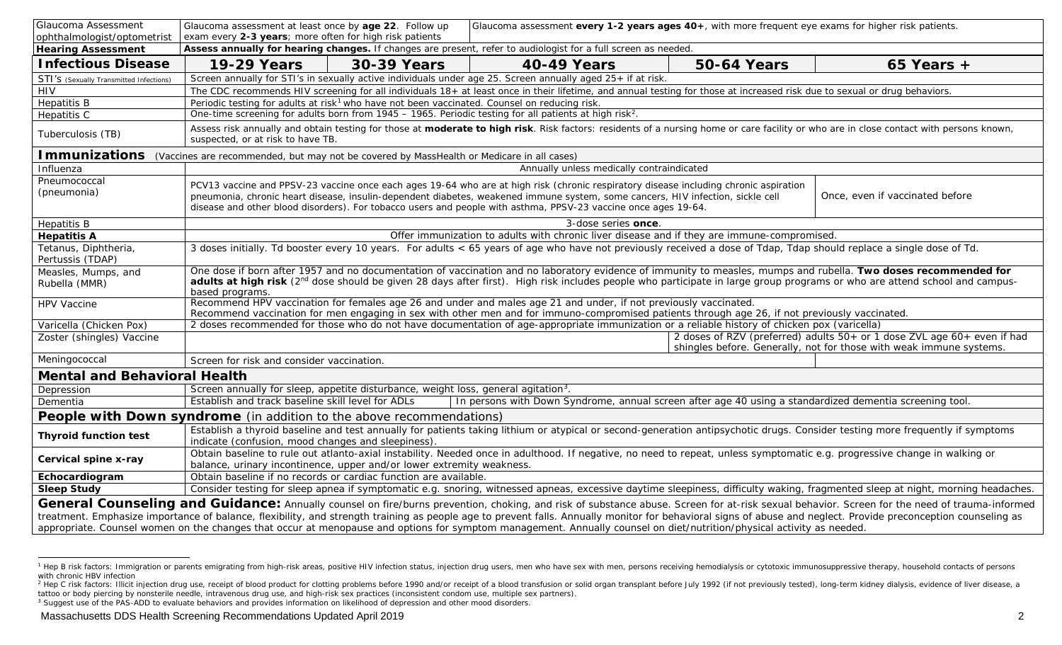| | | | | | |
|---|---|---|---|---|---|
| Glaucoma Assessment ophthalmologist/optometrist | Glaucoma assessment at least once by **age 22**. Follow up exam every **2-3 years**; more often for high risk patients | | Glaucoma assessment **every 1-2 years ages 40+**, with more frequent eye exams for higher risk patients. | | |
| **Hearing Assessment** | **Assess annually for hearing changes.** If changes are present, refer to audiologist for a full screen as needed. | | | | |
| **Infectious Disease** | **19-29 Years** | **30-39 Years** | **40-49 Years** | **50-64 Years** | **65 Years +** |
| STI's (Sexually Transmitted Infections) | Screen annually for STI's in sexually active individuals under age 25. Screen annually aged 25+ if at risk. | | | | |
| HIV | The CDC recommends HIV screening for all individuals 18+ at least once in their lifetime, and annual testing for those at increased risk due to sexual or drug behaviors. | | | | |
| Hepatitis B | Periodic testing for adults at risk[1] who have not been vaccinated. Counsel on reducing risk. | | | | |
| Hepatitis C | One-time screening for adults born from 1945 – 1965. Periodic testing for all patients at high risk[2]. | | | | |
| Tuberculosis (TB) | Assess risk annually and obtain testing for those at **moderate to high risk**. Risk factors: residents of a nursing home or care facility or who are in close contact with persons known, suspected, or at risk to have TB. | | | | |
| **Immunizations** (Vaccines are recommended, but may not be covered by MassHealth or Medicare in all cases) | | | | | |
| Influenza | Annually unless medically contraindicated | | | | |
| Pneumococcal (pneumonia) | PCV13 vaccine and PPSV-23 vaccine once each ages 19-64 who are at high risk (chronic respiratory disease including chronic aspiration pneumonia, chronic heart disease, insulin-dependent diabetes, weakened immune system, some cancers, HIV infection, sickle cell disease and other blood disorders). For tobacco users and people with asthma, PPSV-23 vaccine once ages 19-64. | | | | Once, even if vaccinated before |
| Hepatitis B | 3-dose series **once**. | | | | |
| **Hepatitis A** | Offer immunization to adults with chronic liver disease and if they are immune-compromised. | | | | |
| Tetanus, Diphtheria, Pertussis (TDAP) | 3 doses initially. Td booster every 10 years. For adults < 65 years of age who have not previously received a dose of Tdap, Tdap should replace a single dose of Td. | | | | |
| Measles, Mumps, and Rubella (MMR) | One dose if born after 1957 and no documentation of vaccination and no laboratory evidence of immunity to measles, mumps and rubella. **Two doses recommended for adults at high risk** (2nd dose should be given 28 days after first). High risk includes people who participate in large group programs or who are attend school and campus-based programs. | | | | |
| HPV Vaccine | Recommend HPV vaccination for females age 26 and under and males age 21 and under, if not previously vaccinated. Recommend vaccination for men engaging in sex with other men and for immuno-compromised patients through age 26, if not previously vaccinated. | | | | |
| Varicella (Chicken Pox) | 2 doses recommended for those who do not have documentation of age-appropriate immunization or a reliable history of chicken pox (varicella) | | | | |
| Zoster (shingles) Vaccine | | | | 2 doses of RZV (preferred) adults 50+ or 1 dose ZVL age 60+ even if had shingles before. Generally, not for those with weak immune systems. | |
| Meningococcal | Screen for risk and consider vaccination. | | | | |
| **Mental and Behavioral Health** | | | | | |
| Depression | Screen annually for sleep, appetite disturbance, weight loss, general agitation[3]. | | | | |
| Dementia | Establish and track baseline skill level for ADLs | | In persons with Down Syndrome, annual screen after age 40 using a standardized dementia screening tool. | | |
| **People with Down syndrome** (in addition to the above recommendations) | | | | | |
| **Thyroid function test** | Establish a thyroid baseline and test annually for patients taking lithium or atypical or second-generation antipsychotic drugs. Consider testing more frequently if symptoms indicate (confusion, mood changes and sleepiness). | | | | |
| **Cervical spine x-ray** | Obtain baseline to rule out atlanto-axial instability. Needed once in adulthood. If negative, no need to repeat, unless symptomatic e.g. progressive change in walking or balance, urinary incontinence, upper and/or lower extremity weakness. | | | | |
| **Echocardiogram** | Obtain baseline if no records or cardiac function are available. | | | | |
| **Sleep Study** | Consider testing for sleep apnea if symptomatic e.g. snoring, witnessed apneas, excessive daytime sleepiness, difficulty waking, fragmented sleep at night, morning headaches. | | | | |

**General Counseling and Guidance:** Annually counsel on fire/burns prevention, choking, and risk of substance abuse. Screen for at-risk sexual behavior. Screen for the need of trauma-informed treatment. Emphasize importance of balance, flexibility, and strength training as people age to prevent falls. Annually monitor for behavioral signs of abuse and neglect. Provide preconception counseling as appropriate. Counsel women on the changes that occur at menopause and options for symptom management. Annually counsel on diet/nutrition/physical activity as needed.

[1] Hep B risk factors: Immigration or parents emigrating from high-risk areas, positive HIV infection status, injection drug users, men who have sex with men, persons receiving hemodialysis or cytotoxic immunosuppressive therapy, household contacts of persons with chronic HBV infection

[2] Hep C risk factors: Illicit injection drug use, receipt of blood product for clotting problems before 1990 and/or receipt of a blood transfusion or solid organ transplant before July 1992 (if not previously tested), long-term kidney dialysis, evidence of liver disease, a tattoo or body piercing by nonsterile needle, intravenous drug use, and high-risk sex practices (inconsistent condom use, multiple sex partners).

[3] Suggest use of the PAS-ADD to evaluate behaviors and provides information on likelihood of depression and other mood disorders.

Massachusetts DDS Health Screening Recommendations Updated April 2019